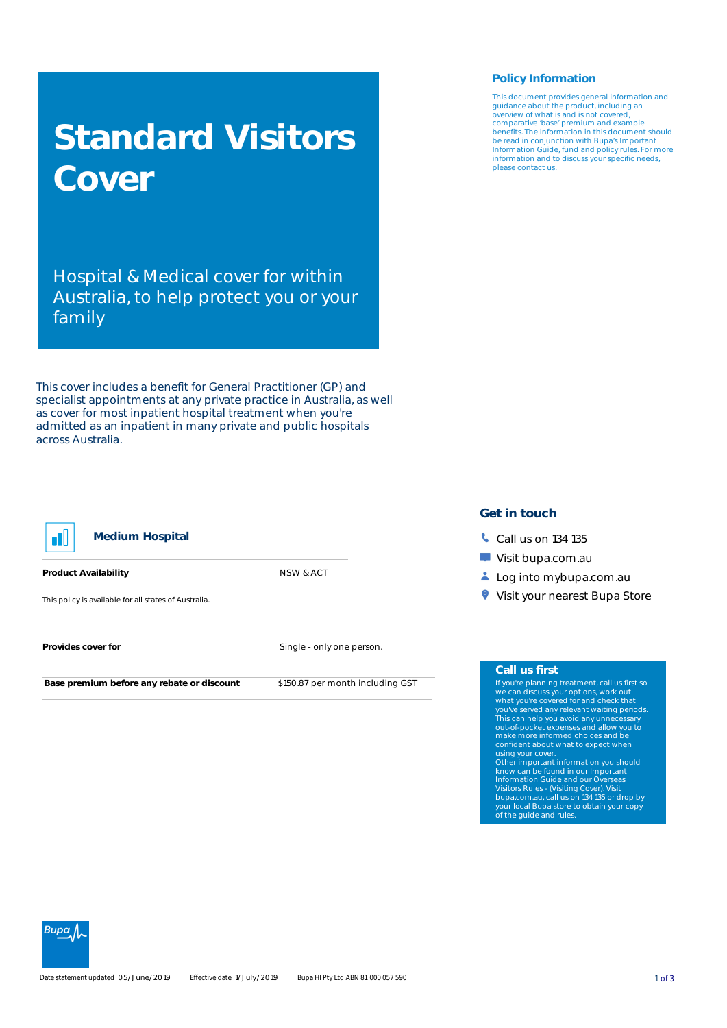# Standard Visitors Cover

Hospital & Medical cover for within Australia, to help protect you or your family

This cover includes a benefit for General Practitioner (GP) and specialist appointments at any private practice in Australia, as well as cover for most inpatient hospital treatment when you're admitted as an inpatient in many private and public hospitals across Australia.

## Policy Information

This document provides general information and guidance about the product, including an overview of what is and is not covered, comparative 'base' premium and example benefits. The information in this document should be read in conjunction with Bupa's Important Information Guide, fund and policy rules. For more information and to discuss your specific needs, please contact us.

### Medium Hospital

| | |
|---|---|
| **Product Availability** | NSW & ACT |

This policy is available for all states of Australia.

| | |
|---|---|
| **Provides cover for** | Single - only one person. |
| **Base premium before any rebate or discount** | $150.87 per month including GST |

## Get in touch

- Call us on 134 135
- Visit bupa.com.au
- Log into mybupa.com.au
- Visit your nearest Bupa Store

## Call us first

If you're planning treatment, call us first so we can discuss your options, work out what you're covered for and check that you've served any relevant waiting periods. This can help you avoid any unnecessary out-of-pocket expenses and allow you to make more informed choices and be confident about what to expect when using your cover.

Other important information you should know can be found in our Important Information Guide and our Overseas Visitors Rules - (Visiting Cover). Visit bupa.com.au, call us on 134 135 or drop by your local Bupa store to obtain your copy of the guide and rules.

Date statement updated 05/June/2019 Effective date 1/July/2019 Bupa HI Pty Ltd ABN 81 000 057 590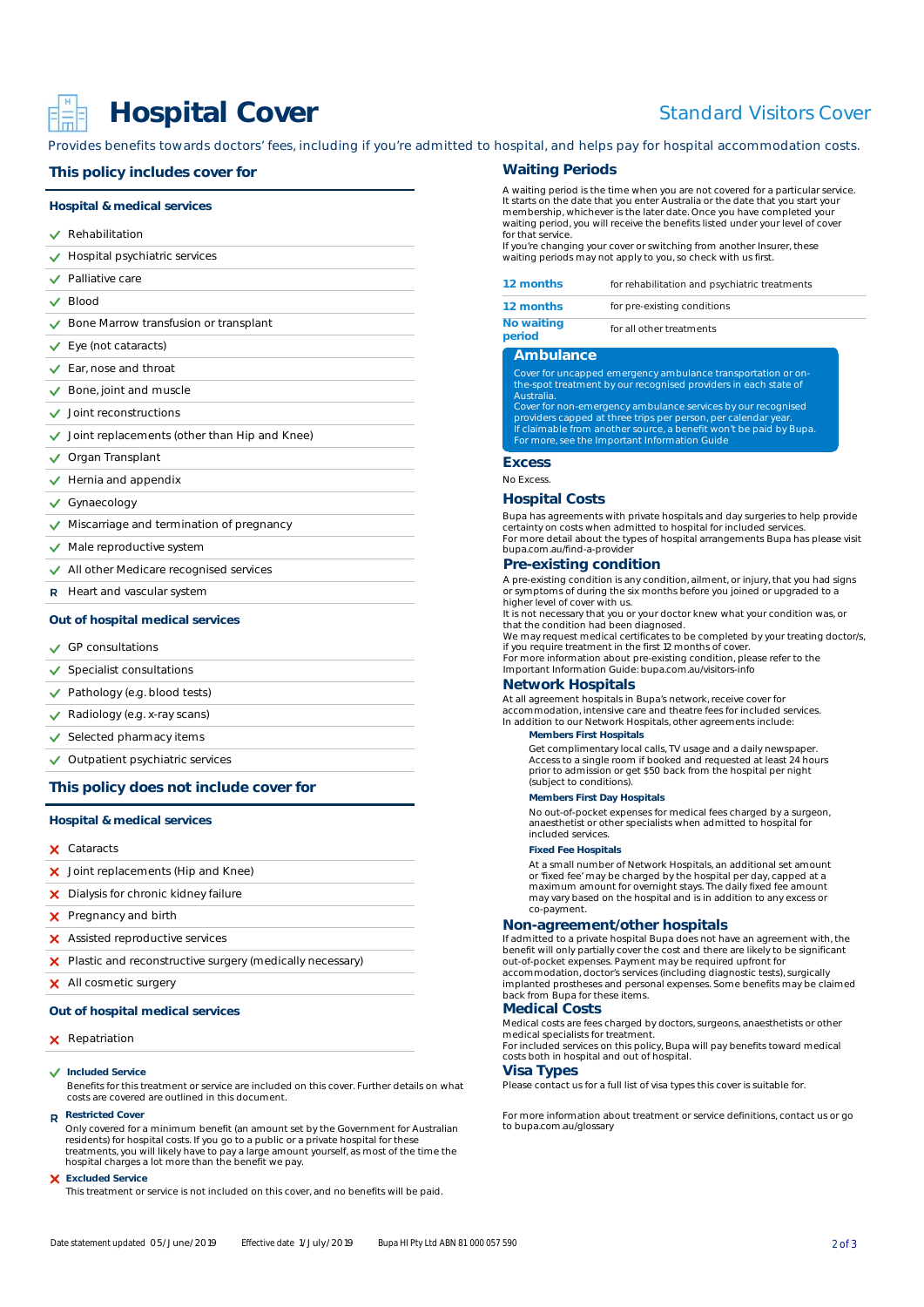# Hospital Cover

Standard Visitors Cover

Provides benefits towards doctors' fees, including if you're admitted to hospital, and helps pay for hospital accommodation costs.

## This policy includes cover for

### Hospital & medical services

- ✓ Rehabilitation
- ✓ Hospital psychiatric services
- ✓ Palliative care
- ✓ Blood
- ✓ Bone Marrow transfusion or transplant
- ✓ Eye (not cataracts)
- ✓ Ear, nose and throat
- ✓ Bone, joint and muscle
- ✓ Joint reconstructions
- ✓ Joint replacements (other than Hip and Knee)
- ✓ Organ Transplant
- ✓ Hernia and appendix
- ✓ Gynaecology
- ✓ Miscarriage and termination of pregnancy
- ✓ Male reproductive system
- ✓ All other Medicare recognised services
- R Heart and vascular system

### Out of hospital medical services

- ✓ GP consultations
- ✓ Specialist consultations
- ✓ Pathology (e.g. blood tests)
- ✓ Radiology (e.g. x-ray scans)
- ✓ Selected pharmacy items
- ✓ Outpatient psychiatric services

## This policy does not include cover for

### Hospital & medical services

- ✗ Cataracts
- ✗ Joint replacements (Hip and Knee)
- ✗ Dialysis for chronic kidney failure
- ✗ Pregnancy and birth
- ✗ Assisted reproductive services
- ✗ Plastic and reconstructive surgery (medically necessary)
- ✗ All cosmetic surgery

### Out of hospital medical services

- ✗ Repatriation

✓ **Included Service**
Benefits for this treatment or service are included on this cover. Further details on what costs are covered are outlined in this document.

R **Restricted Cover**
Only covered for a minimum benefit (an amount set by the Government for Australian residents) for hospital costs. If you go to a public or a private hospital for these treatments, you will likely have to pay a large amount yourself, as most of the time the hospital charges a lot more than the benefit we pay.

✗ **Excluded Service**
This treatment or service is not included on this cover, and no benefits will be paid.

## Waiting Periods

A waiting period is the time when you are not covered for a particular service. It starts on the date that you enter Australia or the date that you start your membership, whichever is the later date. Once you have completed your waiting period, you will receive the benefits listed under your level of cover for that service.
If you're changing your cover or switching from another Insurer, these waiting periods may not apply to you, so check with us first.

| | |
|---|---|
| 12 months | for rehabilitation and psychiatric treatments |
| 12 months | for pre-existing conditions |
| No waiting period | for all other treatments |

## Ambulance

Cover for uncapped emergency ambulance transportation or on-the-spot treatment by our recognised providers in each state of Australia.
Cover for non-emergency ambulance services by our recognised providers capped at three trips per person, per calendar year.
If claimable from another source, a benefit won't be paid by Bupa.
For more, see the Important Information Guide

## Excess

No Excess.

## Hospital Costs

Bupa has agreements with private hospitals and day surgeries to help provide certainty on costs when admitted to hospital for included services.
For more detail about the types of hospital arrangements Bupa has please visit bupa.com.au/find-a-provider

## Pre-existing condition

A pre-existing condition is any condition, ailment, or injury, that you had signs or symptoms of during the six months before you joined or upgraded to a higher level of cover with us.
It is not necessary that you or your doctor knew what your condition was, or that the condition had been diagnosed.
We may request medical certificates to be completed by your treating doctor/s, if you require treatment in the first 12 months of cover.
For more information about pre-existing condition, please refer to the Important Information Guide: bupa.com.au/visitors-info

## Network Hospitals

At all agreement hospitals in Bupa's network, receive cover for accommodation, intensive care and theatre fees for included services.
In addition to our Network Hospitals, other agreements include:

**Members First Hospitals**

Get complimentary local calls, TV usage and a daily newspaper.
Access to a single room if booked and requested at least 24 hours prior to admission or get $50 back from the hospital per night (subject to conditions).

**Members First Day Hospitals**

No out-of-pocket expenses for medical fees charged by a surgeon, anaesthetist or other specialists when admitted to hospital for included services.

**Fixed Fee Hospitals**

At a small number of Network Hospitals, an additional set amount or 'fixed fee' may be charged by the hospital per day, capped at a maximum amount for overnight stays. The daily fixed fee amount may vary based on the hospital and is in addition to any excess or co-payment.

## Non-agreement/other hospitals

If admitted to a private hospital Bupa does not have an agreement with, the benefit will only partially cover the cost and there are likely to be significant out-of-pocket expenses. Payment may be required upfront for accommodation, doctor's services (including diagnostic tests), surgically implanted prostheses and personal expenses. Some benefits may be claimed back from Bupa for these items.

## Medical Costs

Medical costs are fees charged by doctors, surgeons, anaesthetists or other medical specialists for treatment.
For included services on this policy, Bupa will pay benefits toward medical costs both in hospital and out of hospital.

## Visa Types

Please contact us for a full list of visa types this cover is suitable for.

For more information about treatment or service definitions, contact us or go to bupa.com.au/glossary

Date statement updated 05/June/2019 Effective date 1/July/2019 Bupa HI Pty Ltd ABN 81 000 057 590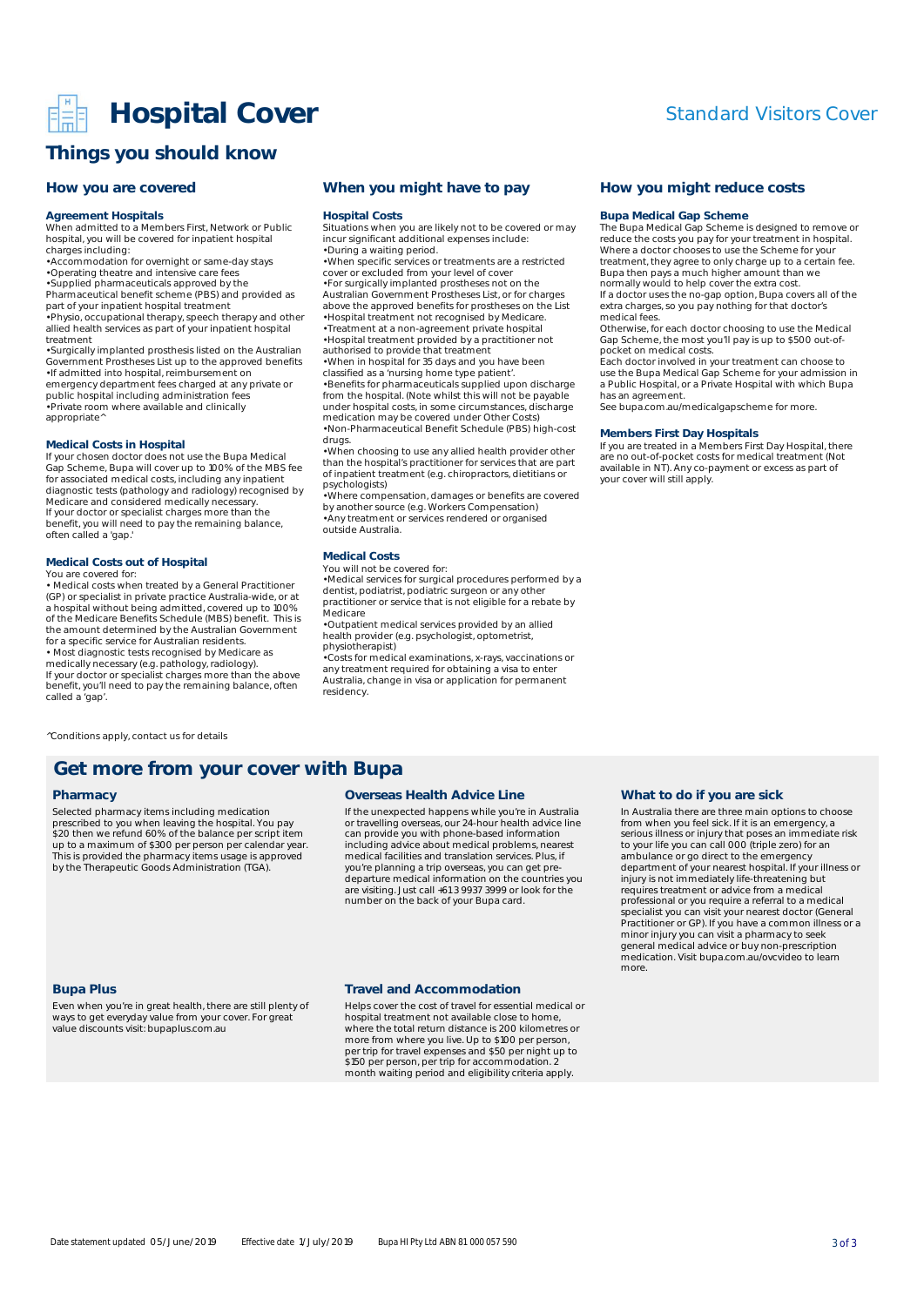# Hospital Cover

Standard Visitors Cover

## Things you should know

### How you are covered

**Agreement Hospitals**

When admitted to a Members First, Network or Public hospital, you will be covered for inpatient hospital charges including:

- Accommodation for overnight or same-day stays
- Operating theatre and intensive care fees
- Supplied pharmaceuticals approved by the Pharmaceutical benefit scheme (PBS) and provided as part of your inpatient hospital treatment
- Physio, occupational therapy, speech therapy and other allied health services as part of your inpatient hospital treatment
- Surgically implanted prosthesis listed on the Australian Government Prostheses List up to the approved benefits
- If admitted into hospital, reimbursement on emergency department fees charged at any private or public hospital including administration fees
- Private room where available and clinically appropriate^

**Medical Costs in Hospital**

If your chosen doctor does not use the Bupa Medical Gap Scheme, Bupa will cover up to 100% of the MBS fee for associated medical costs, including any inpatient diagnostic tests (pathology and radiology) recognised by Medicare and considered medically necessary.
If your doctor or specialist charges more than the benefit, you will need to pay the remaining balance, often called a 'gap.'

**Medical Costs out of Hospital**

You are covered for:

- Medical costs when treated by a General Practitioner (GP) or specialist in private practice Australia-wide, or at a hospital without being admitted, covered up to 100% of the Medicare Benefits Schedule (MBS) benefit. This is the amount determined by the Australian Government for a specific service for Australian residents.
- Most diagnostic tests recognised by Medicare as medically necessary (e.g. pathology, radiology).

If your doctor or specialist charges more than the above benefit, you'll need to pay the remaining balance, often called a 'gap'.

### When you might have to pay

**Hospital Costs**

Situations when you are likely not to be covered or may incur significant additional expenses include:

- During a waiting period.
- When specific services or treatments are a restricted cover or excluded from your level of cover
- For surgically implanted prostheses not on the Australian Government Prostheses List, or for charges above the approved benefits for prostheses on the List
- Hospital treatment not recognised by Medicare.
- Treatment at a non-agreement private hospital
- Hospital treatment provided by a practitioner not authorised to provide that treatment
- When in hospital for 35 days and you have been classified as a 'nursing home type patient'.
- Benefits for pharmaceuticals supplied upon discharge from the hospital. (Note whilst this will not be payable under hospital costs, in some circumstances, discharge medication may be covered under Other Costs)
- Non-Pharmaceutical Benefit Schedule (PBS) high-cost drugs.
- When choosing to use any allied health provider other than the hospital's practitioner for services that are part of inpatient treatment (e.g. chiropractors, dietitians or psychologists)
- Where compensation, damages or benefits are covered by another source (e.g. Workers Compensation)
- Any treatment or services rendered or organised outside Australia.

**Medical Costs**

You will not be covered for:

- Medical services for surgical procedures performed by a dentist, podiatrist, podiatric surgeon or any other practitioner or service that is not eligible for a rebate by Medicare
- Outpatient medical services provided by an allied health provider (e.g. psychologist, optometrist, physiotherapist)
- Costs for medical examinations, x-rays, vaccinations or any treatment required for obtaining a visa to enter Australia, change in visa or application for permanent residency.

### How you might reduce costs

**Bupa Medical Gap Scheme**

The Bupa Medical Gap Scheme is designed to remove or reduce the costs you pay for your treatment in hospital. Where a doctor chooses to use the Scheme for your treatment, they agree to only charge up to a certain fee. Bupa then pays a much higher amount than we normally would to help cover the extra cost.
If a doctor uses the no-gap option, Bupa covers all of the extra charges, so you pay nothing for that doctor's medical fees.
Otherwise, for each doctor choosing to use the Medical Gap Scheme, the most you'll pay is up to $500 out-of-pocket on medical costs.
Each doctor involved in your treatment can choose to use the Bupa Medical Gap Scheme for your admission in a Public Hospital, or a Private Hospital with which Bupa has an agreement.
See bupa.com.au/medicalgapscheme for more.

**Members First Day Hospitals**

If you are treated in a Members First Day Hospital, there are no out-of-pocket costs for medical treatment (Not available in NT). Any co-payment or excess as part of your cover will still apply.

^Conditions apply, contact us for details

## Get more from your cover with Bupa

### Pharmacy

Selected pharmacy items including medication prescribed to you when leaving the hospital. You pay $20 then we refund 60% of the balance per script item up to a maximum of $300 per person per calendar year. This is provided the pharmacy items usage is approved by the Therapeutic Goods Administration (TGA).

### Overseas Health Advice Line

If the unexpected happens while you're in Australia or travelling overseas, our 24-hour health advice line can provide you with phone-based information including advice about medical problems, nearest medical facilities and translation services. Plus, if you're planning a trip overseas, you can get pre-departure medical information on the countries you are visiting. Just call +613 9937 3999 or look for the number on the back of your Bupa card.

### What to do if you are sick

In Australia there are three main options to choose from when you feel sick. If it is an emergency, a serious illness or injury that poses an immediate risk to your life you can call 000 (triple zero) for an ambulance or go direct to the emergency department of your nearest hospital. If your illness or injury is not immediately life-threatening but requires treatment or advice from a medical professional or you require a referral to a medical specialist you can visit your nearest doctor (General Practitioner or GP). If you have a common illness or a minor injury you can visit a pharmacy to seek general medical advice or buy non-prescription medication. Visit bupa.com.au/ovcvideo to learn more.

### Bupa Plus

Even when you're in great health, there are still plenty of ways to get everyday value from your cover. For great value discounts visit: bupaplus.com.au

### Travel and Accommodation

Helps cover the cost of travel for essential medical or hospital treatment not available close to home, where the total return distance is 200 kilometres or more from where you live. Up to $100 per person, per trip for travel expenses and $50 per night up to $150 per person, per trip for accommodation. 2 month waiting period and eligibility criteria apply.

Date statement updated 05/June/2019 Effective date 1/July/2019 Bupa HI Pty Ltd ABN 81 000 057 590